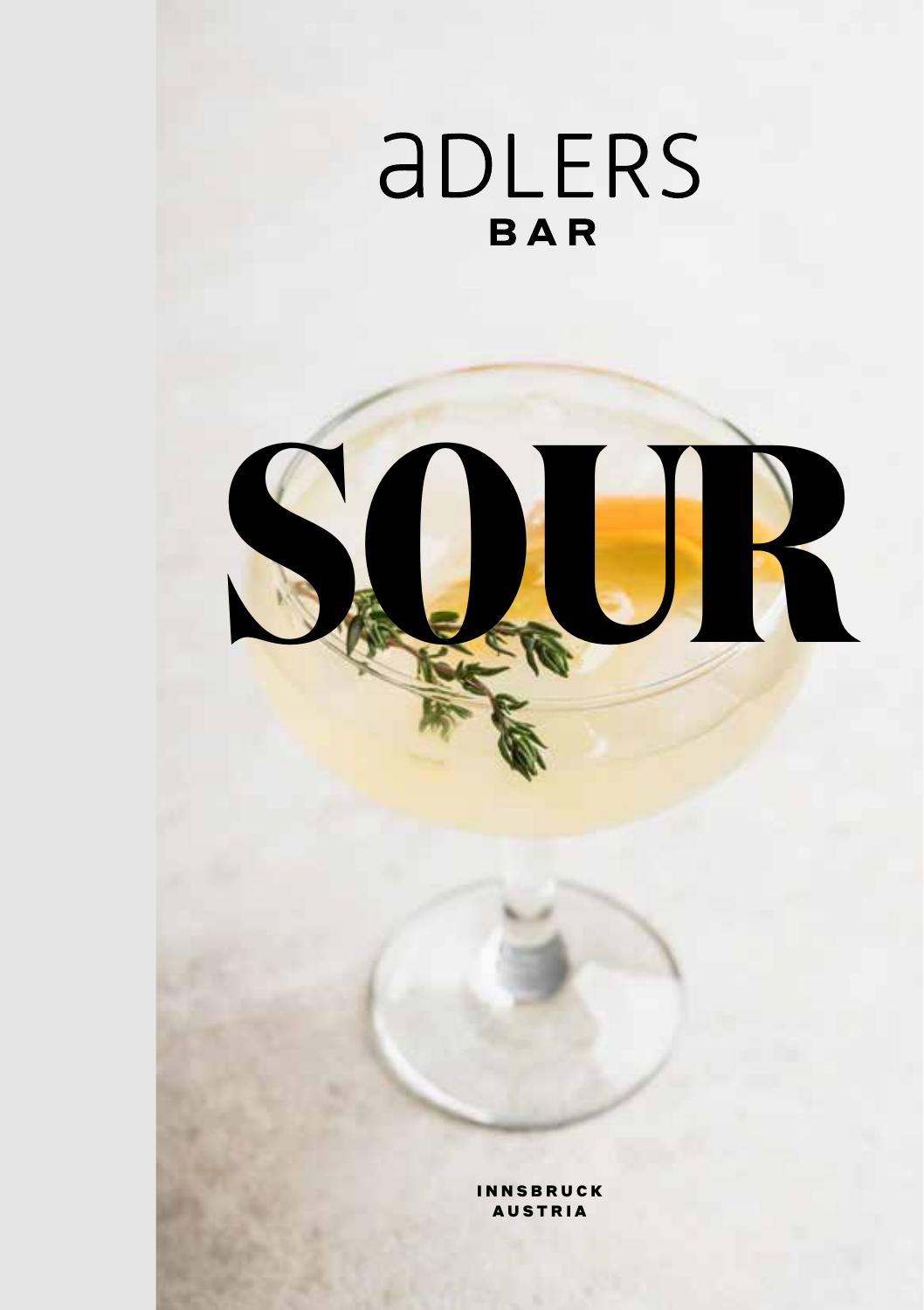# adlers
## BAR

# SOUR

INNSBRUCK
AUSTRIA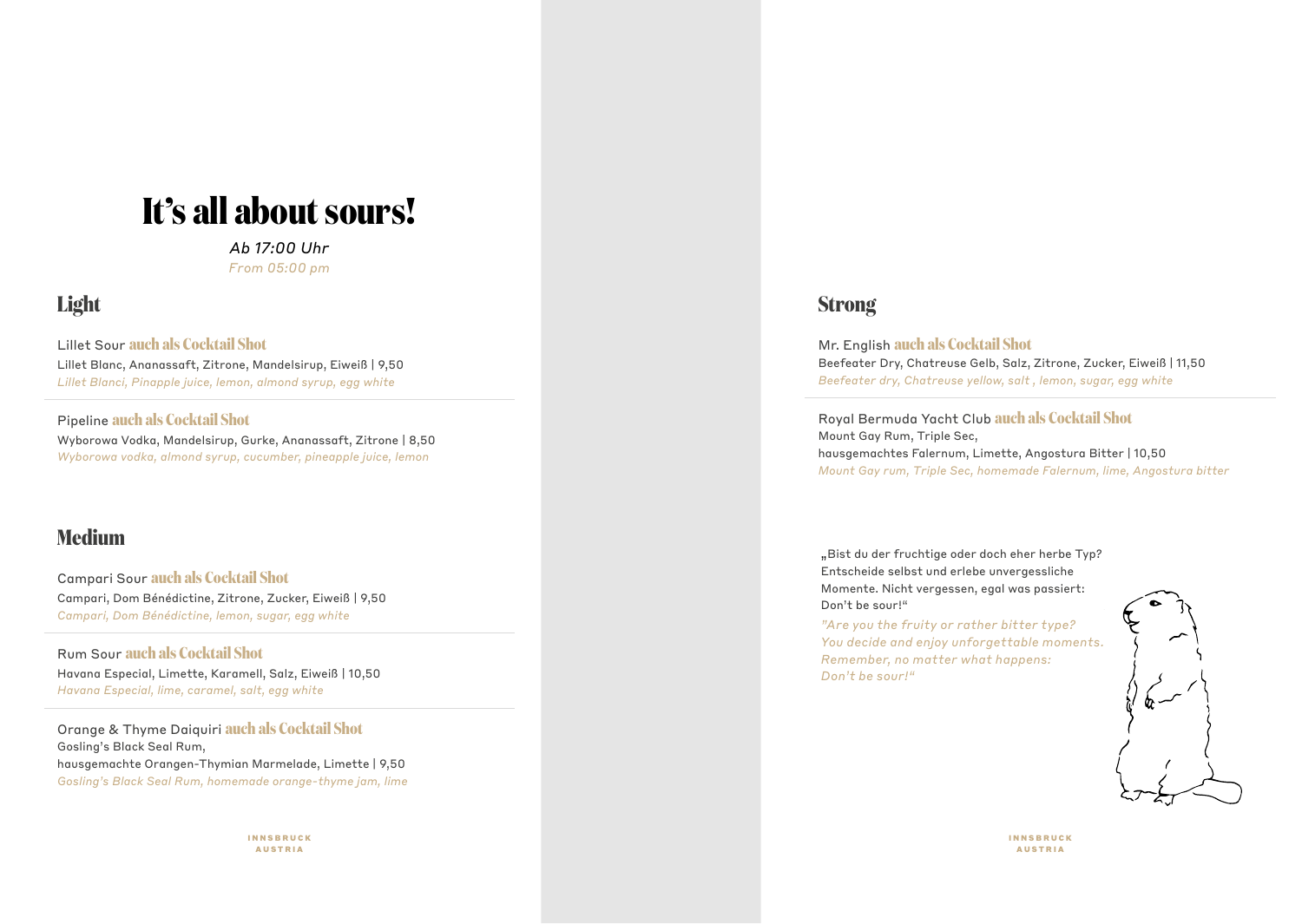# It's all about sours!

*Ab 17:00 Uhr*
*From 05:00 pm*

## Light

**Lillet Sour** **auch als Cocktail Shot**
Lillet Blanc, Ananassaft, Zitrone, Mandelsirup, Eiweiß | 9,50
*Lillet Blanci, Pinapple juice, lemon, almond syrup, egg white*

**Pipeline** **auch als Cocktail Shot**
Wyborowa Vodka, Mandelsirup, Gurke, Ananassaft, Zitrone | 8,50
*Wyborowa vodka, almond syrup, cucumber, pineapple juice, lemon*

## Medium

**Campari Sour** **auch als Cocktail Shot**
Campari, Dom Bénédictine, Zitrone, Zucker, Eiweiß | 9,50
*Campari, Dom Bénédictine, lemon, sugar, egg white*

**Rum Sour** **auch als Cocktail Shot**
Havana Especial, Limette, Karamell, Salz, Eiweiß | 10,50
*Havana Especial, lime, caramel, salt, egg white*

**Orange & Thyme Daiquiri** **auch als Cocktail Shot**
Gosling's Black Seal Rum,
hausgemachte Orangen-Thymian Marmelade, Limette | 9,50
*Gosling's Black Seal Rum, homemade orange-thyme jam, lime*

## Strong

**Mr. English** **auch als Cocktail Shot**
Beefeater Dry, Chatreuse Gelb, Salz, Zitrone, Zucker, Eiweiß | 11,50
*Beefeater dry, Chatreuse yellow, salt , lemon, sugar, egg white*

**Royal Bermuda Yacht Club** **auch als Cocktail Shot**
Mount Gay Rum, Triple Sec,
hausgemachtes Falernum, Limette, Angostura Bitter | 10,50
*Mount Gay rum, Triple Sec, homemade Falernum, lime, Angostura bitter*

„Bist du der fruchtige oder doch eher herbe Typ? Entscheide selbst und erlebe unvergessliche Momente. Nicht vergessen, egal was passiert: Don't be sour!"

*"Are you the fruity or rather bitter type? You decide and enjoy unforgettable moments. Remember, no matter what happens: Don't be sour!"*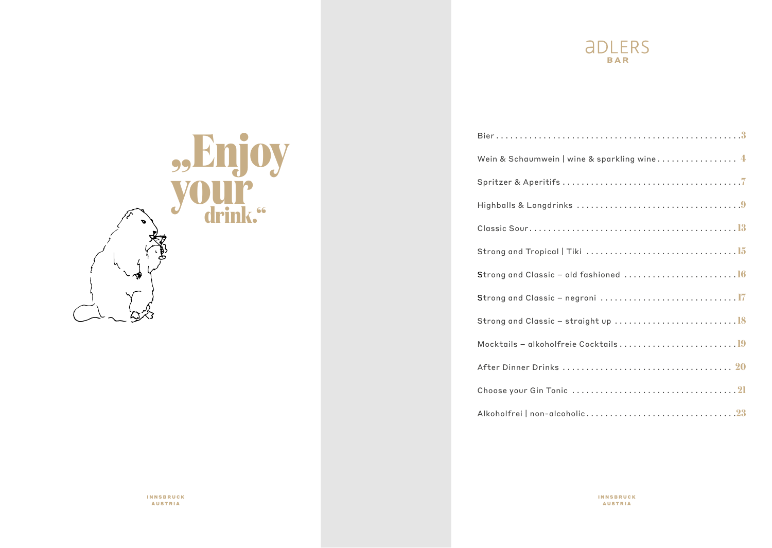„Enjoy your drink."

INNSBRUCK
AUSTRIA

ADLERS
BAR

| | |
|---|---|
| Bier | 3 |
| Wein & Schaumwein \| wine & sparkling wine | 4 |
| Spritzer & Aperitifs | 7 |
| Highballs & Longdrinks | 9 |
| Classic Sour | 13 |
| Strong and Tropical \| Tiki | 15 |
| Strong and Classic – old fashioned | 16 |
| Strong and Classic – negroni | 17 |
| Strong and Classic – straight up | 18 |
| Mocktails – alkoholfreie Cocktails | 19 |
| After Dinner Drinks | 20 |
| Choose your Gin Tonic | 21 |
| Alkoholfrei \| non-alcoholic | 23 |

INNSBRUCK
AUSTRIA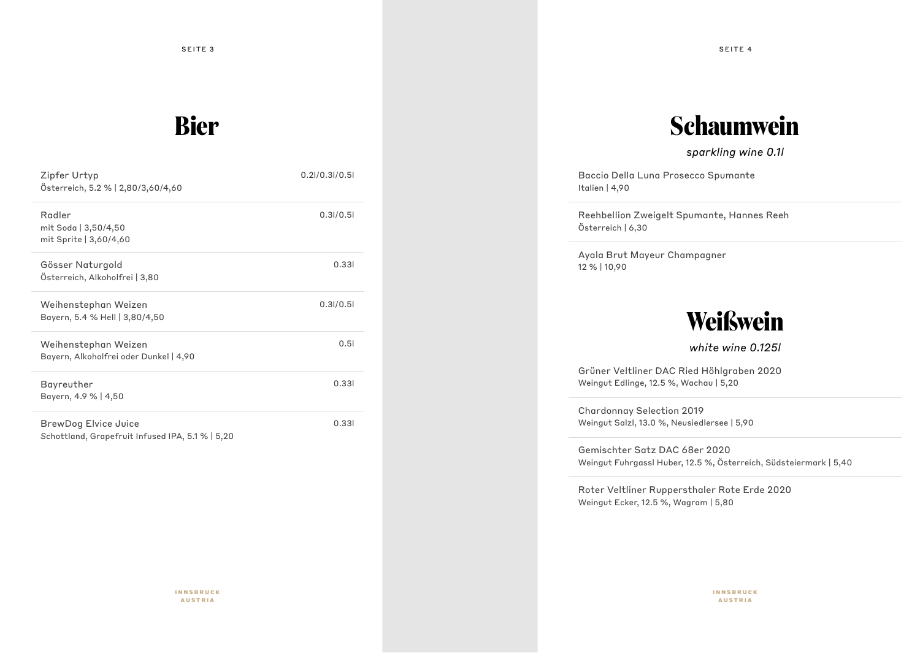# Bier

Zipfer Urtyp — 0.2l/0.3l/0.5l
Österreich, 5.2 % | 2,80/3,60/4,60

Radler — 0.3l/0.5l
mit Soda | 3,50/4,50
mit Sprite | 3,60/4,60

Gösser Naturgold — 0.33l
Österreich, Alkoholfrei | 3,80

Weihenstephan Weizen — 0.3l/0.5l
Bayern, 5.4 % Hell | 3,80/4,50

Weihenstephan Weizen — 0.5l
Bayern, Alkoholfrei oder Dunkel | 4,90

Bayreuther — 0.33l
Bayern, 4.9 % | 4,50

BrewDog Elvice Juice — 0.33l
Schottland, Grapefruit Infused IPA, 5.1 % | 5,20

# Schaumwein

*sparkling wine 0.1l*

Baccio Della Luna Prosecco Spumante
Italien | 4,90

Reehbellion Zweigelt Spumante, Hannes Reeh
Österreich | 6,30

Ayala Brut Mayeur Champagner
12 % | 10,90

# Weißwein

*white wine 0.125l*

Grüner Veltliner DAC Ried Höhlgraben 2020
Weingut Edlinge, 12.5 %, Wachau | 5,20

Chardonnay Selection 2019
Weingut Salzl, 13.0 %, Neusiedlersee | 5,90

Gemischter Satz DAC 68er 2020
Weingut Fuhrgassl Huber, 12.5 %, Österreich, Südsteiermark | 5,40

Roter Veltliner Ruppersthaler Rote Erde 2020
Weingut Ecker, 12.5 %, Wagram | 5,80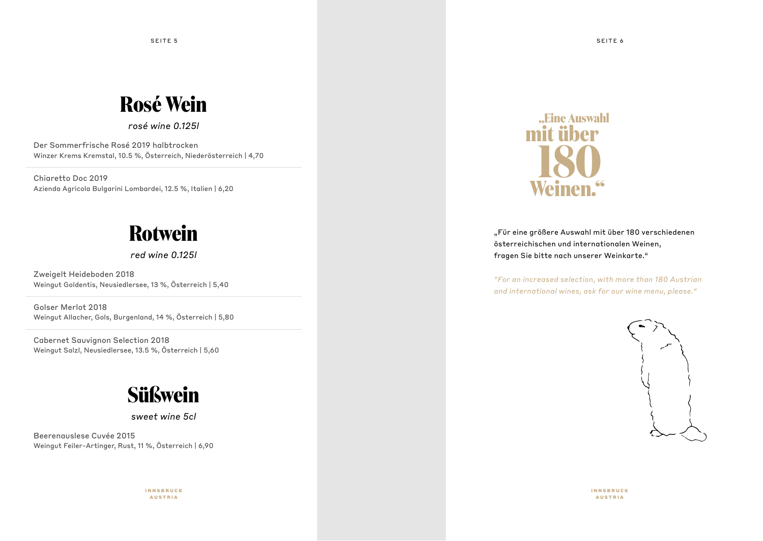# Rosé Wein

*rosé wine 0.125l*

Der Sommerfrische Rosé 2019 halbtrocken
Winzer Krems Kremstal, 10.5 %, Österreich, Niederösterreich | 4,70

Chiaretto Doc 2019
Azienda Agricola Bulgarini Lombardei, 12.5 %, Italien | 6,20

# Rotwein

*red wine 0.125l*

Zweigelt Heideboden 2018
Weingut Goldentis, Neusiedlersee, 13 %, Österreich | 5,40

Golser Merlot 2018
Weingut Allacher, Gols, Burgenland, 14 %, Österreich | 5,80

Cabernet Sauvignon Selection 2018
Weingut Salzl, Neusiedlersee, 13.5 %, Österreich | 5,60

# Süßwein

*sweet wine 5cl*

Beerenauslese Cuvée 2015
Weingut Feiler-Artinger, Rust, 11 %, Österreich | 6,90

## „Eine Auswahl mit über 180 Weinen.“

„Für eine größere Auswahl mit über 180 verschiedenen österreichischen und internationalen Weinen, fragen Sie bitte nach unserer Weinkarte.“

*”For an increased selection, with more than 180 Austrian and international wines, ask for our wine menu, please.“*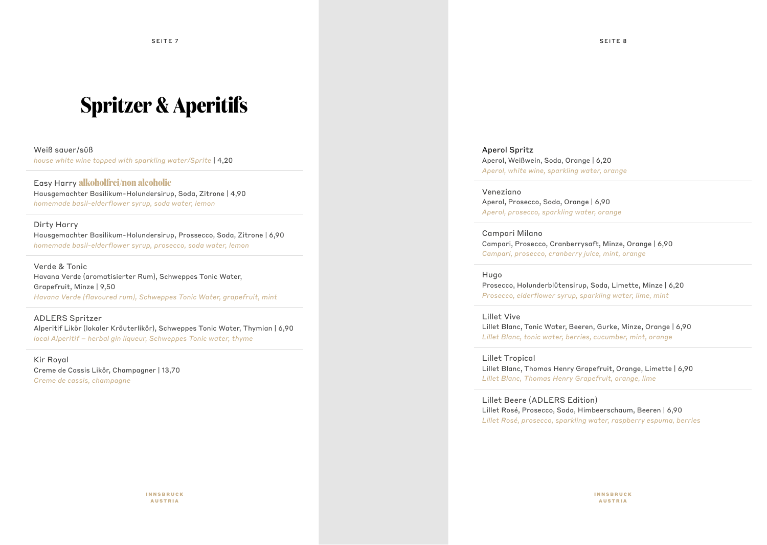# Spritzer & Aperitifs

Weiß sauer/süß
*house white wine topped with sparkling water/Sprite* | 4,20

Easy Harry **alkoholfrei/non alcoholic**
Hausgemachter Basilikum-Holundersirup, Soda, Zitrone | 4,90
*homemade basil-elderflower syrup, soda water, lemon*

Dirty Harry
Hausgemachter Basilikum-Holundersirup, Prossecco, Soda, Zitrone | 6,90
*homemade basil-elderflower syrup, prosecco, soda water, lemon*

Verde & Tonic
Havana Verde (aromatisierter Rum), Schweppes Tonic Water, Grapefruit, Minze | 9,50
*Havana Verde (flavoured rum), Schweppes Tonic Water, grapefruit, mint*

ADLERS Spritzer
Alperitif Likör (lokaler Kräuterlikör), Schweppes Tonic Water, Thymian | 6,90
*local Alperitif – herbal gin liqueur, Schweppes Tonic water, thyme*

Kir Royal
Creme de Cassis Likör, Champagner | 13,70
*Creme de cassis, champagne*

Aperol Spritz
Aperol, Weißwein, Soda, Orange | 6,20
*Aperol, white wine, sparkling water, orange*

Veneziano
Aperol, Prosecco, Soda, Orange | 6,90
*Aperol, prosecco, sparkling water, orange*

Campari Milano
Campari, Prosecco, Cranberrysaft, Minze, Orange | 6,90
*Campari, prosecco, cranberry juice, mint, orange*

Hugo
Prosecco, Holunderblütensirup, Soda, Limette, Minze | 6,20
*Prosecco, elderflower syrup, sparkling water, lime, mint*

Lillet Vive
Lillet Blanc, Tonic Water, Beeren, Gurke, Minze, Orange | 6,90
*Lillet Blanc, tonic water, berries, cucumber, mint, orange*

Lillet Tropical
Lillet Blanc, Thomas Henry Grapefruit, Orange, Limette | 6,90
*Lillet Blanc, Thomas Henry Grapefruit, orange, lime*

Lillet Beere (ADLERS Edition)
Lillet Rosé, Prosecco, Soda, Himbeerschaum, Beeren | 6,90
*Lillet Rosé, prosecco, sparkling water, raspberry espuma, berries*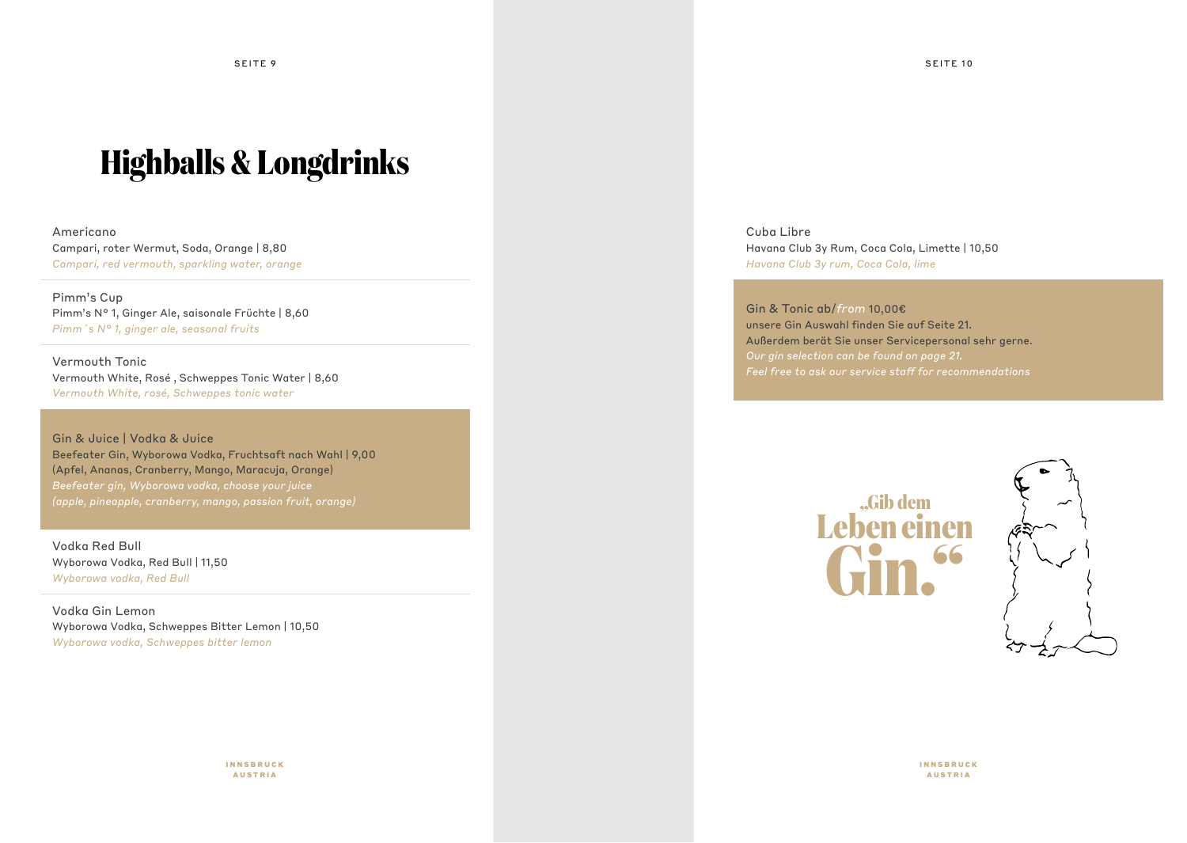# Highballs & Longdrinks

Americano
Campari, roter Wermut, Soda, Orange | 8,80
*Campari, red vermouth, sparkling water, orange*

---

Pimm's Cup
Pimm's N° 1, Ginger Ale, saisonale Früchte | 8,60
*Pimm´s N° 1, ginger ale, seasonal fruits*

---

Vermouth Tonic
Vermouth White, Rosé , Schweppes Tonic Water | 8,60
*Vermouth White, rosé, Schweppes tonic water*

---

Gin & Juice | Vodka & Juice
Beefeater Gin, Wyborowa Vodka, Fruchtsaft nach Wahl | 9,00
(Apfel, Ananas, Cranberry, Mango, Maracuja, Orange)
*Beefeater gin, Wyborowa vodka, choose your juice*
*(apple, pineapple, cranberry, mango, passion fruit, orange)*

---

Vodka Red Bull
Wyborowa Vodka, Red Bull | 11,50
*Wyborowa vodka, Red Bull*

---

Vodka Gin Lemon
Wyborowa Vodka, Schweppes Bitter Lemon | 10,50
*Wyborowa vodka, Schweppes bitter lemon*

---

Cuba Libre
Havana Club 3y Rum, Coca Cola, Limette | 10,50
*Havana Club 3y rum, Coca Cola, lime*

---

Gin & Tonic ab/*from* 10,00€
unsere Gin Auswahl finden Sie auf Seite 21.
Außerdem berät Sie unser Servicepersonal sehr gerne.
*Our gin selection can be found on page 21.*
*Feel free to ask our service staff for recommendations*

„Gib dem Leben einen Gin."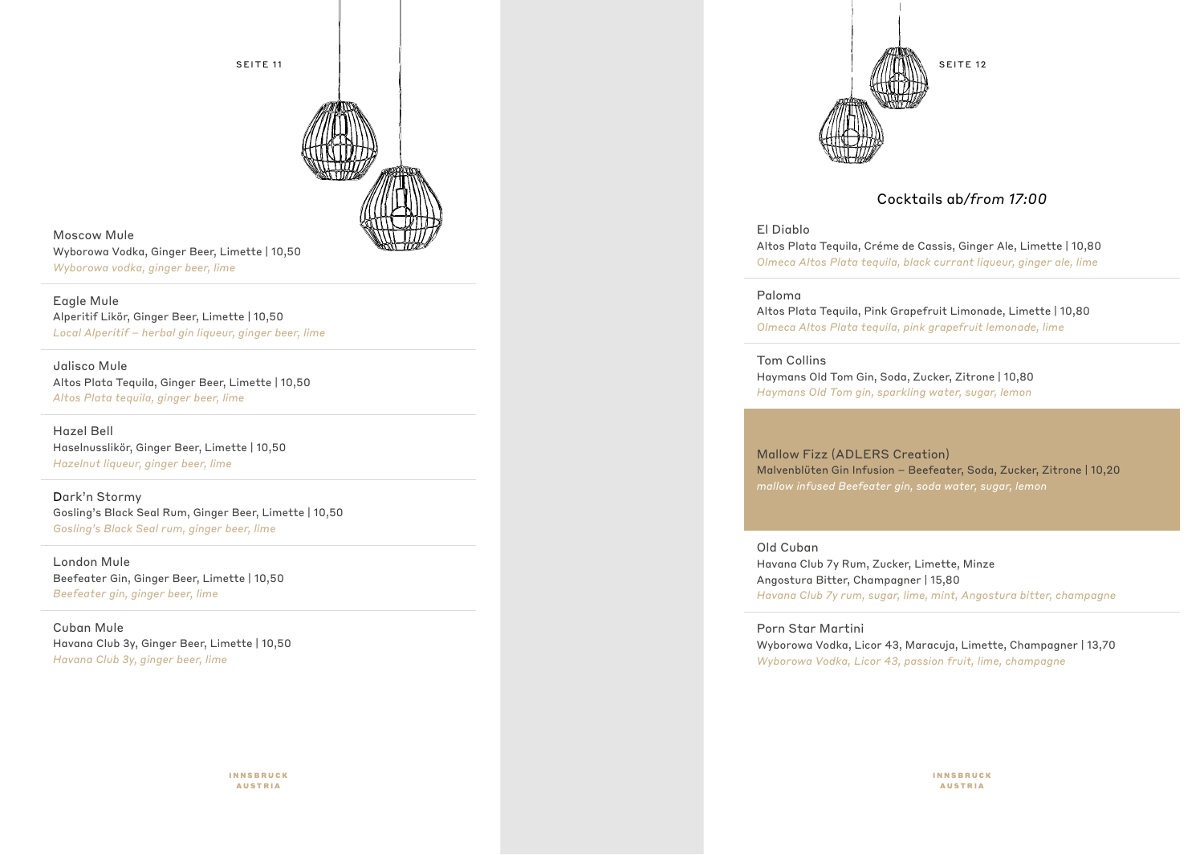Moscow Mule
Wyborowa Vodka, Ginger Beer, Limette | 10,50
*Wyborowa vodka, ginger beer, lime*

Eagle Mule
Alperitif Likör, Ginger Beer, Limette | 10,50
*Local Alperitif – herbal gin liqueur, ginger beer, lime*

Jalisco Mule
Altos Plata Tequila, Ginger Beer, Limette | 10,50
*Altos Plata tequila, ginger beer, lime*

Hazel Bell
Haselnusslikör, Ginger Beer, Limette | 10,50
*Hazelnut liqueur, ginger beer, lime*

Dark'n Stormy
Gosling's Black Seal Rum, Ginger Beer, Limette | 10,50
*Gosling's Black Seal rum, ginger beer, lime*

London Mule
Beefeater Gin, Ginger Beer, Limette | 10,50
*Beefeater gin, ginger beer, lime*

Cuban Mule
Havana Club 3y, Ginger Beer, Limette | 10,50
*Havana Club 3y, ginger beer, lime*

## Cocktails ab/*from 17:00*

El Diablo
Altos Plata Tequila, Créme de Cassis, Ginger Ale, Limette | 10,80
*Olmeca Altos Plata tequila, black currant liqueur, ginger ale, lime*

Paloma
Altos Plata Tequila, Pink Grapefruit Limonade, Limette | 10,80
*Olmeca Altos Plata tequila, pink grapefruit lemonade, lime*

Tom Collins
Haymans Old Tom Gin, Soda, Zucker, Zitrone | 10,80
*Haymans Old Tom gin, sparkling water, sugar, lemon*

Mallow Fizz (ADLERS Creation)
Malvenblüten Gin Infusion – Beefeater, Soda, Zucker, Zitrone | 10,20
*mallow infused Beefeater gin, soda water, sugar, lemon*

Old Cuban
Havana Club 7y Rum, Zucker, Limette, Minze
Angostura Bitter, Champagner | 15,80
*Havana Club 7y rum, sugar, lime, mint, Angostura bitter, champagne*

Porn Star Martini
Wyborowa Vodka, Licor 43, Maracuja, Limette, Champagner | 13,70
*Wyborowa Vodka, Licor 43, passion fruit, lime, champagne*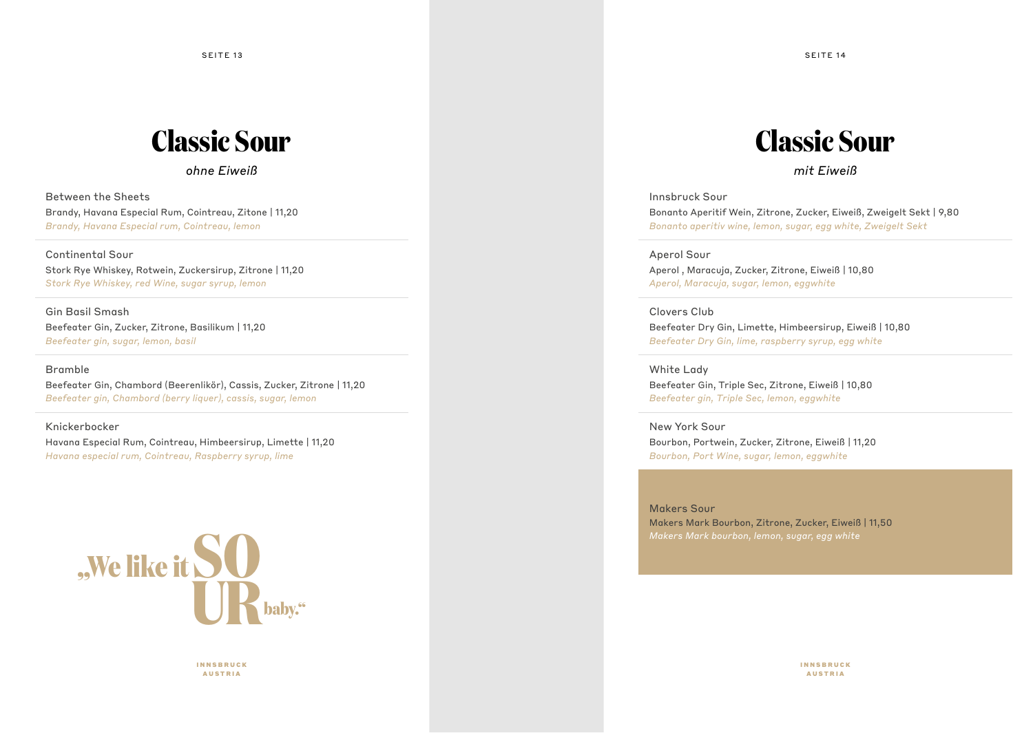# Classic Sour

*ohne Eiweiß*

Between the Sheets
Brandy, Havana Especial Rum, Cointreau, Zitone | 11,20
*Brandy, Havana Especial rum, Cointreau, lemon*

Continental Sour
Stork Rye Whiskey, Rotwein, Zuckersirup, Zitrone | 11,20
*Stork Rye Whiskey, red Wine, sugar syrup, lemon*

Gin Basil Smash
Beefeater Gin, Zucker, Zitrone, Basilikum | 11,20
*Beefeater gin, sugar, lemon, basil*

Bramble
Beefeater Gin, Chambord (Beerenlikör), Cassis, Zucker, Zitrone | 11,20
*Beefeater gin, Chambord (berry liquer), cassis, sugar, lemon*

Knickerbocker
Havana Especial Rum, Cointreau, Himbeersirup, Limette | 11,20
*Havana especial rum, Cointreau, Raspberry syrup, lime*

„We like it SOUR baby."

INNSBRUCK AUSTRIA

# Classic Sour

*mit Eiweiß*

Innsbruck Sour
Bonanto Aperitif Wein, Zitrone, Zucker, Eiweiß, Zweigelt Sekt | 9,80
*Bonanto aperitiv wine, lemon, sugar, egg white, Zweigelt Sekt*

Aperol Sour
Aperol , Maracuja, Zucker, Zitrone, Eiweiß | 10,80
*Aperol, Maracuja, sugar, lemon, eggwhite*

Clovers Club
Beefeater Dry Gin, Limette, Himbeersirup, Eiweiß | 10,80
*Beefeater Dry Gin, lime, raspberry syrup, egg white*

White Lady
Beefeater Gin, Triple Sec, Zitrone, Eiweiß | 10,80
*Beefeater gin, Triple Sec, lemon, eggwhite*

New York Sour
Bourbon, Portwein, Zucker, Zitrone, Eiweiß | 11,20
*Bourbon, Port Wine, sugar, lemon, eggwhite*

Makers Sour
Makers Mark Bourbon, Zitrone, Zucker, Eiweiß | 11,50
*Makers Mark bourbon, lemon, sugar, egg white*

INNSBRUCK AUSTRIA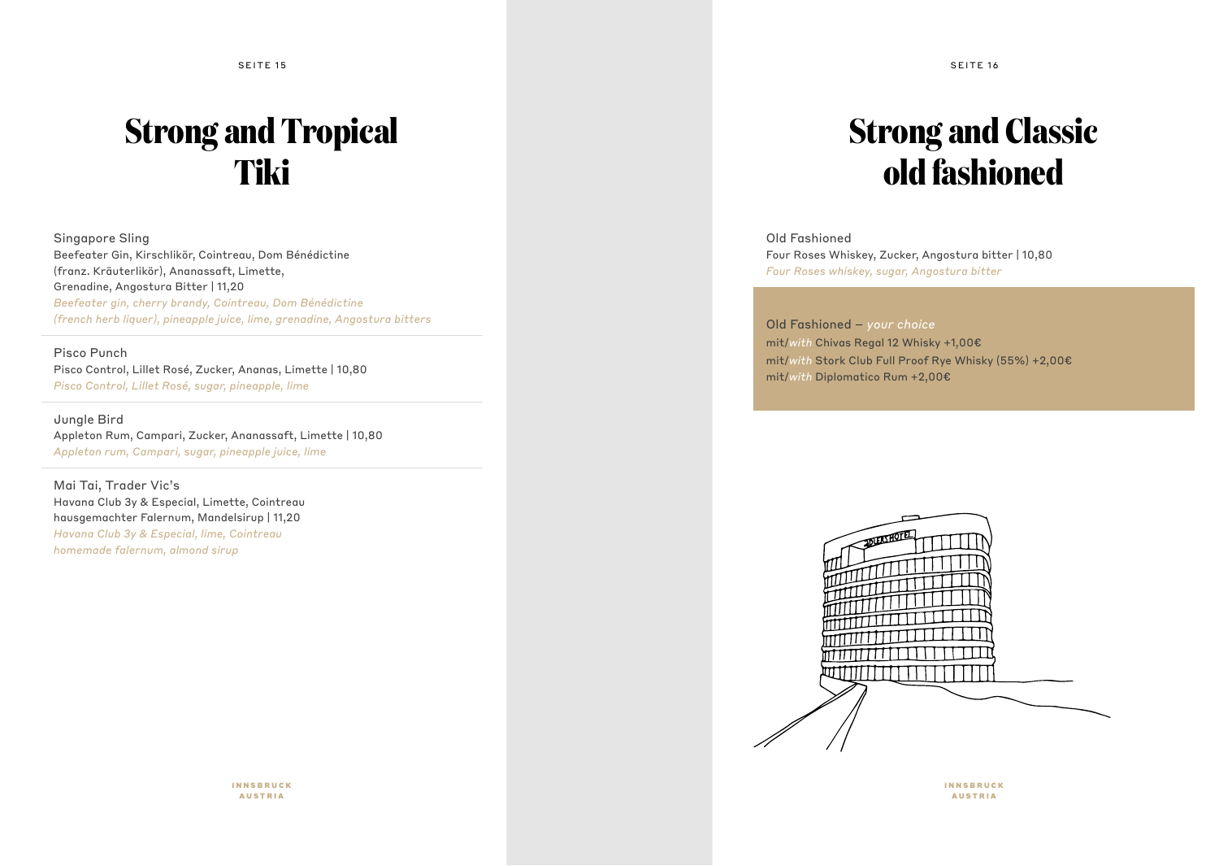# Strong and Tropical Tiki

Singapore Sling
Beefeater Gin, Kirschlikör, Cointreau, Dom Bénédictine (franz. Kräuterlikör), Ananassaft, Limette, Grenadine, Angostura Bitter | 11,20
*Beefeater gin, cherry brandy, Cointreau, Dom Bénédictine (french herb liquer), pineapple juice, lime, grenadine, Angostura bitters*

Pisco Punch
Pisco Control, Lillet Rosé, Zucker, Ananas, Limette | 10,80
*Pisco Control, Lillet Rosé, sugar, pineapple, lime*

Jungle Bird
Appleton Rum, Campari, Zucker, Ananassaft, Limette | 10,80
*Appleton rum, Campari, sugar, pineapple juice, lime*

Mai Tai, Trader Vic's
Havana Club 3y & Especial, Limette, Cointreau hausgemachter Falernum, Mandelsirup | 11,20
*Havana Club 3y & Especial, lime, Cointreau homemade falernum, almond sirup*

# Strong and Classic old fashioned

Old Fashioned
Four Roses Whiskey, Zucker, Angostura bitter | 10,80
*Four Roses whiskey, sugar, Angostura bitter*

Old Fashioned – *your choice*
mit/*with* Chivas Regal 12 Whisky +1,00€
mit/*with* Stork Club Full Proof Rye Whisky (55%) +2,00€
mit/*with* Diplomatico Rum +2,00€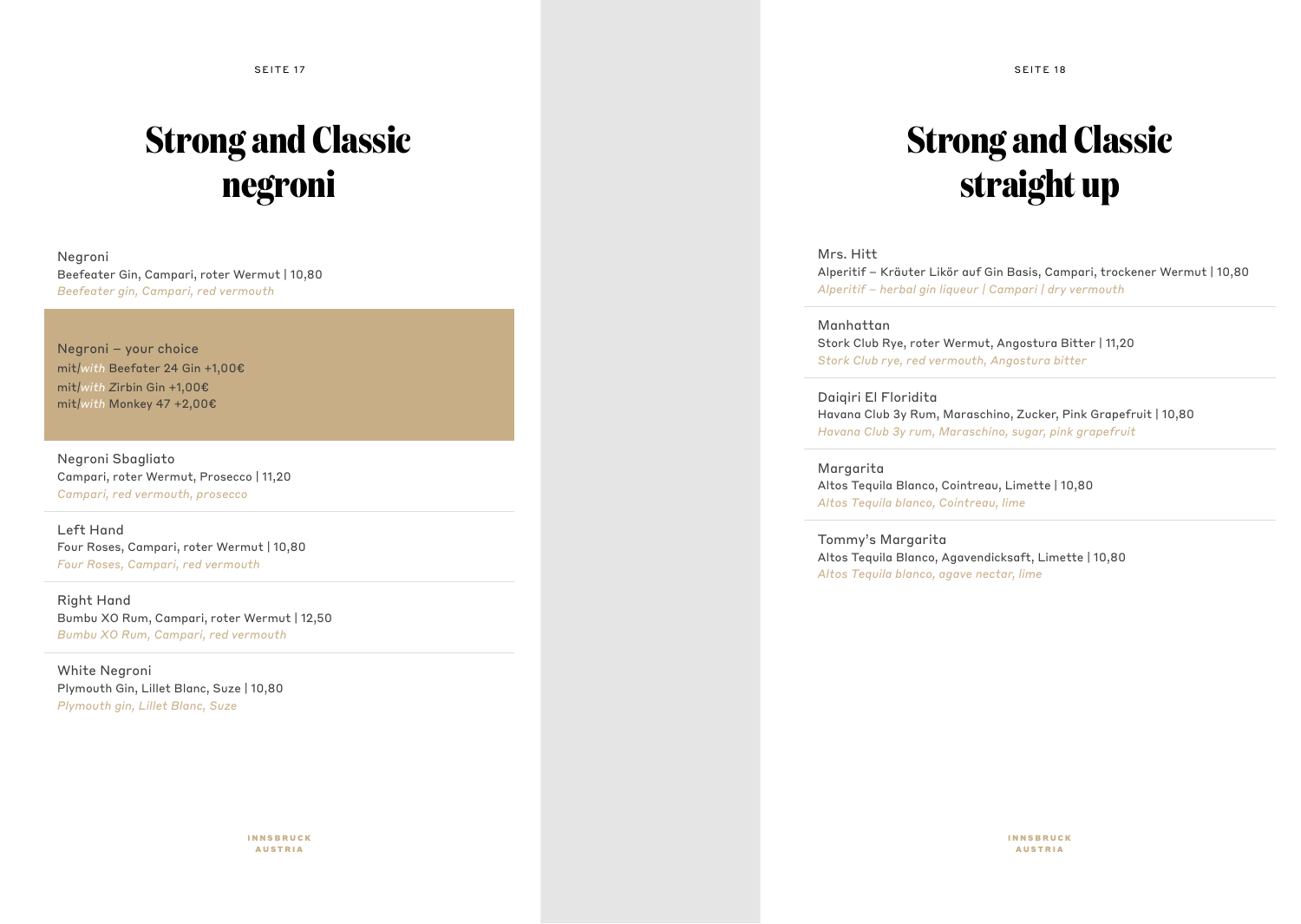# Strong and Classic negroni

Negroni
Beefeater Gin, Campari, roter Wermut | 10,80
*Beefeater gin, Campari, red vermouth*

Negroni – your choice
mit/*with* Beefeater 24 Gin +1,00€
mit/*with* Zirbin Gin +1,00€
mit/*with* Monkey 47 +2,00€

Negroni Sbagliato
Campari, roter Wermut, Prosecco | 11,20
*Campari, red vermouth, prosecco*

Left Hand
Four Roses, Campari, roter Wermut | 10,80
*Four Roses, Campari, red vermouth*

Right Hand
Bumbu XO Rum, Campari, roter Wermut | 12,50
*Bumbu XO Rum, Campari, red vermouth*

White Negroni
Plymouth Gin, Lillet Blanc, Suze | 10,80
*Plymouth gin, Lillet Blanc, Suze*

# Strong and Classic straight up

Mrs. Hitt
Alperitif – Kräuter Likör auf Gin Basis, Campari, trockener Wermut | 10,80
*Alperitif – herbal gin liqueur | Campari | dry vermouth*

Manhattan
Stork Club Rye, roter Wermut, Angostura Bitter | 11,20
*Stork Club rye, red vermouth, Angostura bitter*

Daiqiri El Floridita
Havana Club 3y Rum, Maraschino, Zucker, Pink Grapefruit | 10,80
*Havana Club 3y rum, Maraschino, sugar, pink grapefruit*

Margarita
Altos Tequila Blanco, Cointreau, Limette | 10,80
*Altos Tequila blanco, Cointreau, lime*

Tommy's Margarita
Altos Tequila Blanco, Agavendicksaft, Limette | 10,80
*Altos Tequila blanco, agave nectar, lime*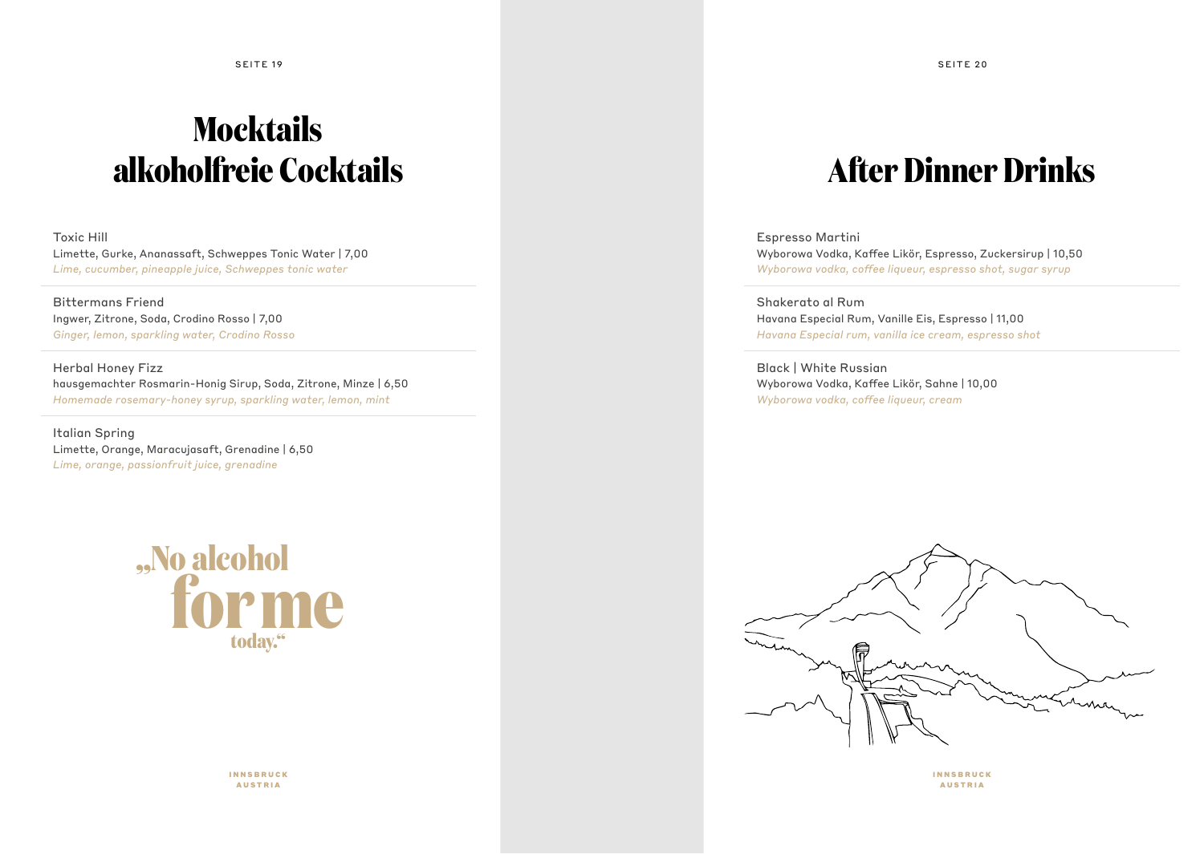# Mocktails alkoholfreie Cocktails

Toxic Hill
Limette, Gurke, Ananassaft, Schweppes Tonic Water | 7,00
*Lime, cucumber, pineapple juice, Schweppes tonic water*

Bittermans Friend
Ingwer, Zitrone, Soda, Crodino Rosso | 7,00
*Ginger, lemon, sparkling water, Crodino Rosso*

Herbal Honey Fizz
hausgemachter Rosmarin-Honig Sirup, Soda, Zitrone, Minze | 6,50
*Homemade rosemary-honey syrup, sparkling water, lemon, mint*

Italian Spring
Limette, Orange, Maracujasaft, Grenadine | 6,50
*Lime, orange, passionfruit juice, grenadine*

„No alcohol for me today."

# After Dinner Drinks

Espresso Martini
Wyborowa Vodka, Kaffee Likör, Espresso, Zuckersirup | 10,50
*Wyborowa vodka, coffee liqueur, espresso shot, sugar syrup*

Shakerato al Rum
Havana Especial Rum, Vanille Eis, Espresso | 11,00
*Havana Especial rum, vanilla ice cream, espresso shot*

Black | White Russian
Wyborowa Vodka, Kaffee Likör, Sahne | 10,00
*Wyborowa vodka, coffee liqueur, cream*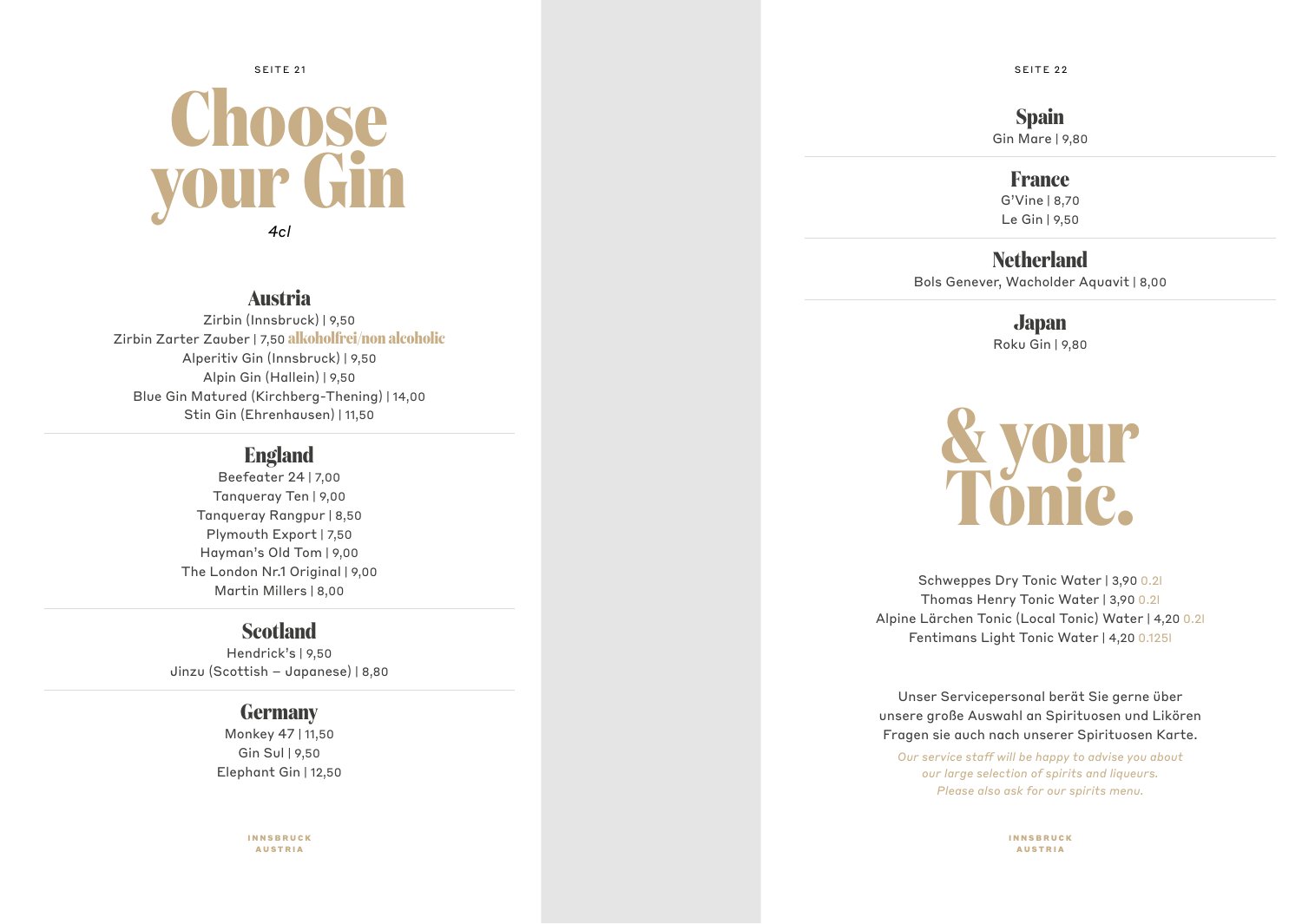# Choose your Gin

*4cl*

## Austria

Zirbin (Innsbruck) | 9,50  
Zirbin Zarter Zauber | 7,50 **alkoholfrei/non alcoholic**  
Alperitiv Gin (Innsbruck) | 9,50  
Alpin Gin (Hallein) | 9,50  
Blue Gin Matured (Kirchberg-Thening) | 14,00  
Stin Gin (Ehrenhausen) | 11,50

## England

Beefeater 24 | 7,00  
Tanqueray Ten | 9,00  
Tanqueray Rangpur | 8,50  
Plymouth Export | 7,50  
Hayman's Old Tom | 9,00  
The London Nr.1 Original | 9,00  
Martin Millers | 8,00

## Scotland

Hendrick's | 9,50  
Jinzu (Scottish – Japanese) | 8,80

## Germany

Monkey 47 | 11,50  
Gin Sul | 9,50  
Elephant Gin | 12,50

INNSBRUCK  
AUSTRIA

## Spain

Gin Mare | 9,80

## France

G'Vine | 8,70  
Le Gin | 9,50

## Netherland

Bols Genever, Wacholder Aquavit | 8,00

## Japan

Roku Gin | 9,80

# & your Tonic.

Schweppes Dry Tonic Water | 3,90 0.2l  
Thomas Henry Tonic Water | 3,90 0.2l  
Alpine Lärchen Tonic (Local Tonic) Water | 4,20 0.2l  
Fentimans Light Tonic Water | 4,20 0.125l

Unser Servicepersonal berät Sie gerne über unsere große Auswahl an Spirituosen und Likören Fragen sie auch nach unserer Spirituosen Karte.

*Our service staff will be happy to advise you about our large selection of spirits and liqueurs. Please also ask for our spirits menu.*

INNSBRUCK  
AUSTRIA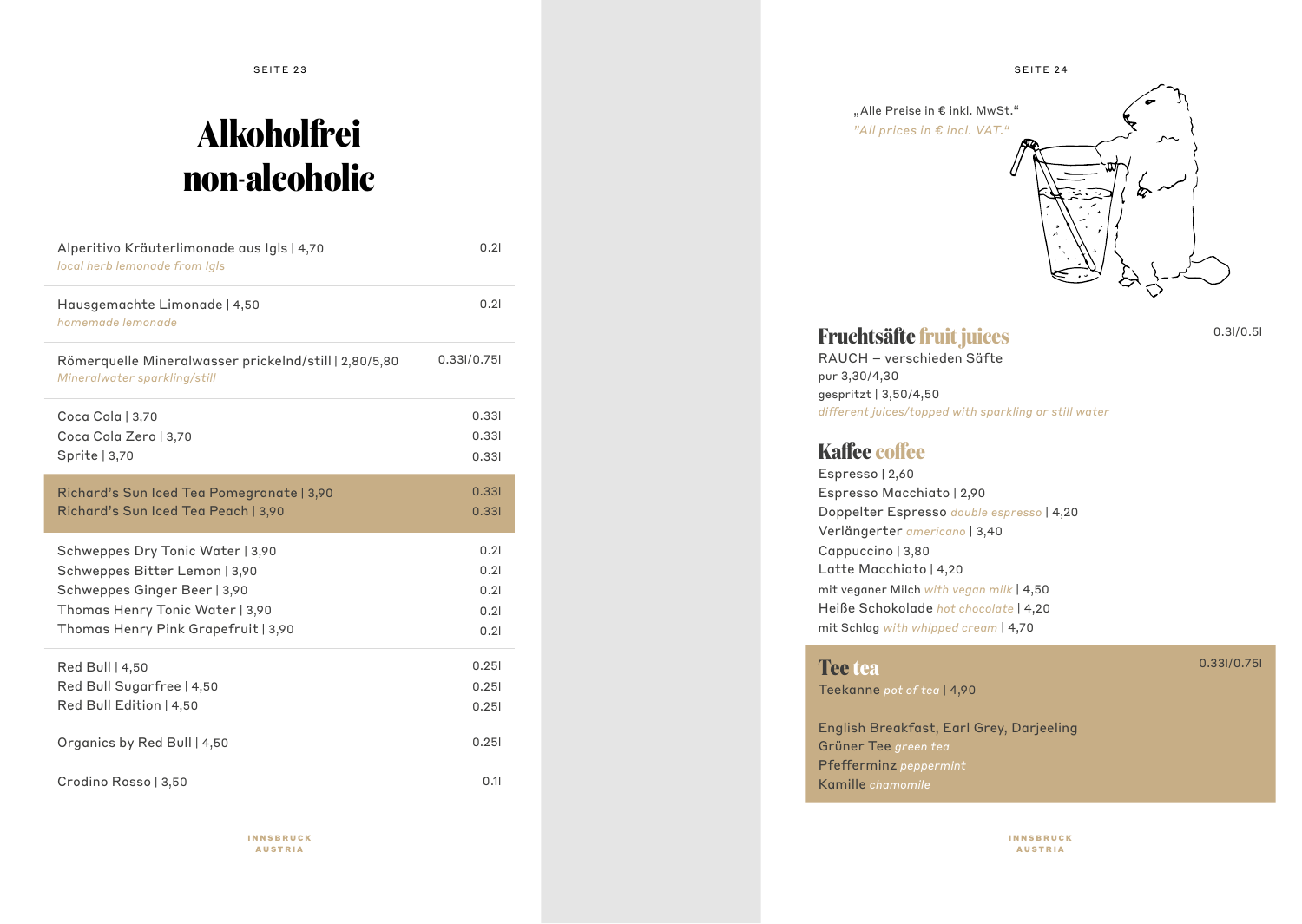# Alkoholfrei non-alcoholic

| | |
|---|---|
| Alperitivo Kräuterlimonade aus Igls \| 4,70<br>*local herb lemonade from Igls* | 0.2l |
| Hausgemachte Limonade \| 4,50<br>*homemade lemonade* | 0.2l |
| Römerquelle Mineralwasser prickelnd/still \| 2,80/5,80<br>*Mineralwater sparkling/still* | 0.33l/0.75l |
| Coca Cola \| 3,70 | 0.33l |
| Coca Cola Zero \| 3,70 | 0.33l |
| Sprite \| 3,70 | 0.33l |
| Richard's Sun Iced Tea Pomegranate \| 3,90 | 0.33l |
| Richard's Sun Iced Tea Peach \| 3,90 | 0.33l |
| Schweppes Dry Tonic Water \| 3,90 | 0.2l |
| Schweppes Bitter Lemon \| 3,90 | 0.2l |
| Schweppes Ginger Beer \| 3,90 | 0.2l |
| Thomas Henry Tonic Water \| 3,90 | 0.2l |
| Thomas Henry Pink Grapefruit \| 3,90 | 0.2l |
| Red Bull \| 4,50 | 0.25l |
| Red Bull Sugarfree \| 4,50 | 0.25l |
| Red Bull Edition \| 4,50 | 0.25l |
| Organics by Red Bull \| 4,50 | 0.25l |
| Crodino Rosso \| 3,50 | 0.1l |

„Alle Preise in € inkl. MwSt."
*"All prices in € incl. VAT."*

## Fruchtsäfte *fruit juices*

0.3l/0.5l

RAUCH – verschieden Säfte
pur 3,30/4,30
gespritzt | 3,50/4,50
*different juices/topped with sparkling or still water*

## Kaffee *coffee*

Espresso | 2,60
Espresso Macchiato | 2,90
Doppelter Espresso *double espresso* | 4,20
Verlängerter *americano* | 3,40
Cappuccino | 3,80
Latte Macchiato | 4,20
mit veganer Milch *with vegan milk* | 4,50
Heiße Schokolade *hot chocolate* | 4,20
mit Schlag *with whipped cream* | 4,70

## Tee *tea*

0.33l/0.75l

Teekanne *pot of tea* | 4,90

English Breakfast, Earl Grey, Darjeeling
Grüner Tee *green tea*
Pfefferminz *peppermint*
Kamille *chamomile*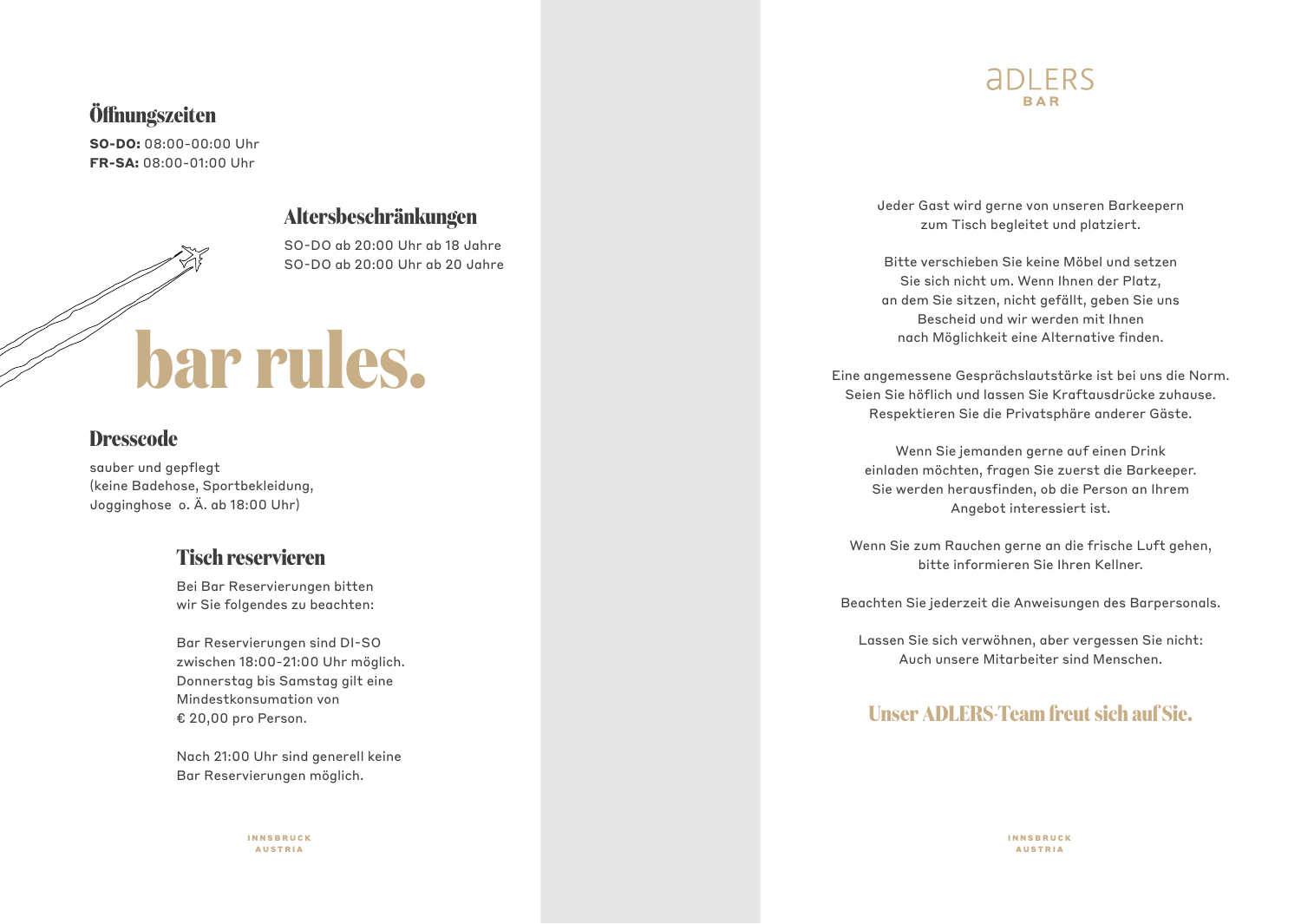## Öffnungszeiten

**SO-DO:** 08:00-00:00 Uhr
**FR-SA:** 08:00-01:00 Uhr

## Altersbeschränkungen

SO-DO ab 20:00 Uhr ab 18 Jahre
SO-DO ab 20:00 Uhr ab 20 Jahre

# bar rules.

## Dresscode

sauber und gepflegt
(keine Badehose, Sportbekleidung, Jogginghose o. Ä. ab 18:00 Uhr)

## Tisch reservieren

Bei Bar Reservierungen bitten wir Sie folgendes zu beachten:

Bar Reservierungen sind DI-SO zwischen 18:00-21:00 Uhr möglich. Donnerstag bis Samstag gilt eine Mindestkonsumation von € 20,00 pro Person.

Nach 21:00 Uhr sind generell keine Bar Reservierungen möglich.

INNSBRUCK
AUSTRIA

ADLERS
BAR

Jeder Gast wird gerne von unseren Barkeepern zum Tisch begleitet und platziert.

Bitte verschieben Sie keine Möbel und setzen Sie sich nicht um. Wenn Ihnen der Platz, an dem Sie sitzen, nicht gefällt, geben Sie uns Bescheid und wir werden mit Ihnen nach Möglichkeit eine Alternative finden.

Eine angemessene Gesprächslautstärke ist bei uns die Norm. Seien Sie höflich und lassen Sie Kraftausdrücke zuhause. Respektieren Sie die Privatsphäre anderer Gäste.

Wenn Sie jemanden gerne auf einen Drink einladen möchten, fragen Sie zuerst die Barkeeper. Sie werden herausfinden, ob die Person an Ihrem Angebot interessiert ist.

Wenn Sie zum Rauchen gerne an die frische Luft gehen, bitte informieren Sie Ihren Kellner.

Beachten Sie jederzeit die Anweisungen des Barpersonals.

Lassen Sie sich verwöhnen, aber vergessen Sie nicht: Auch unsere Mitarbeiter sind Menschen.

## Unser ADLERS-Team freut sich auf Sie.

INNSBRUCK
AUSTRIA